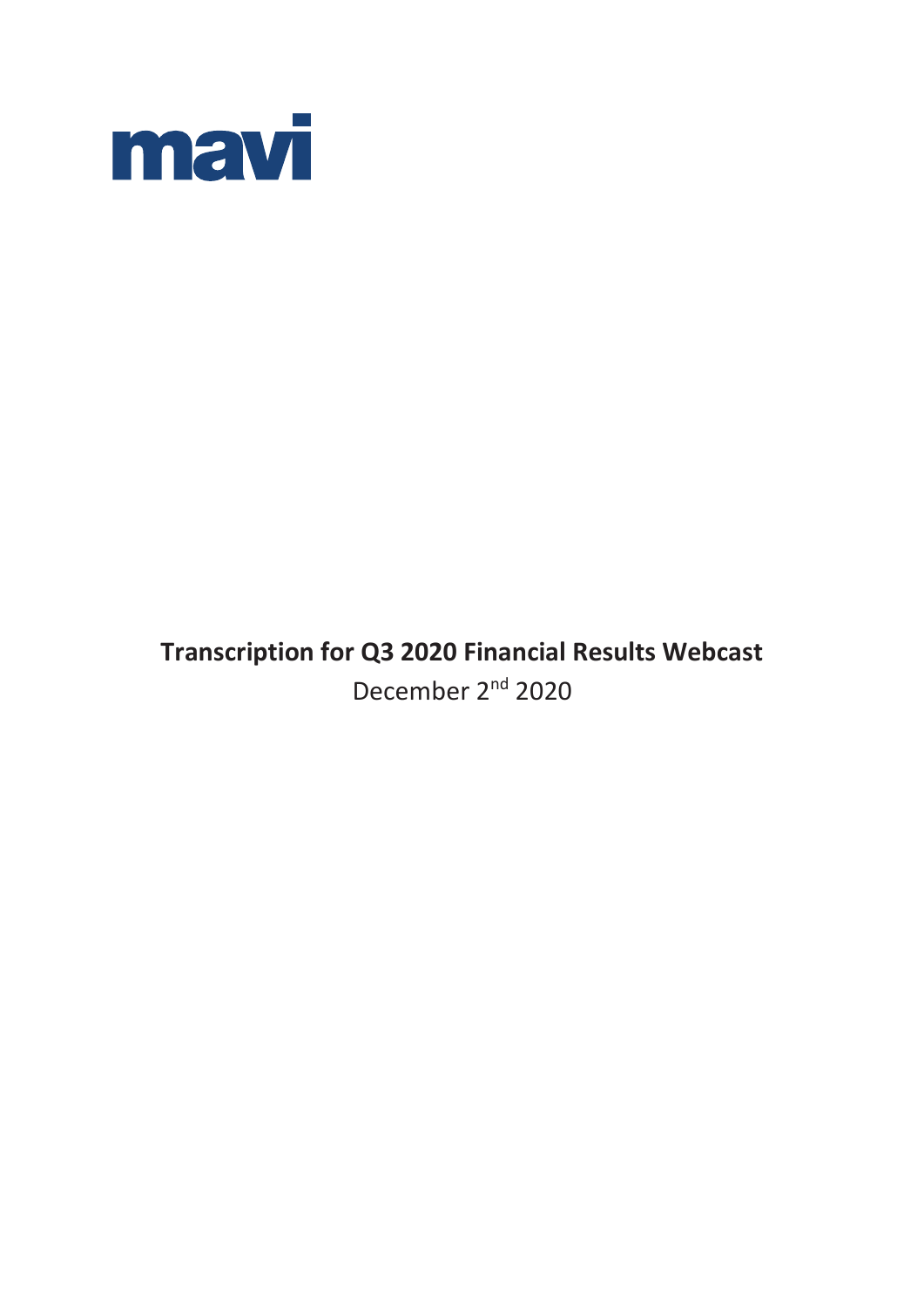mavi

**Transcription for Q3 2020 Financial Results Webcast**

December 2nd 2020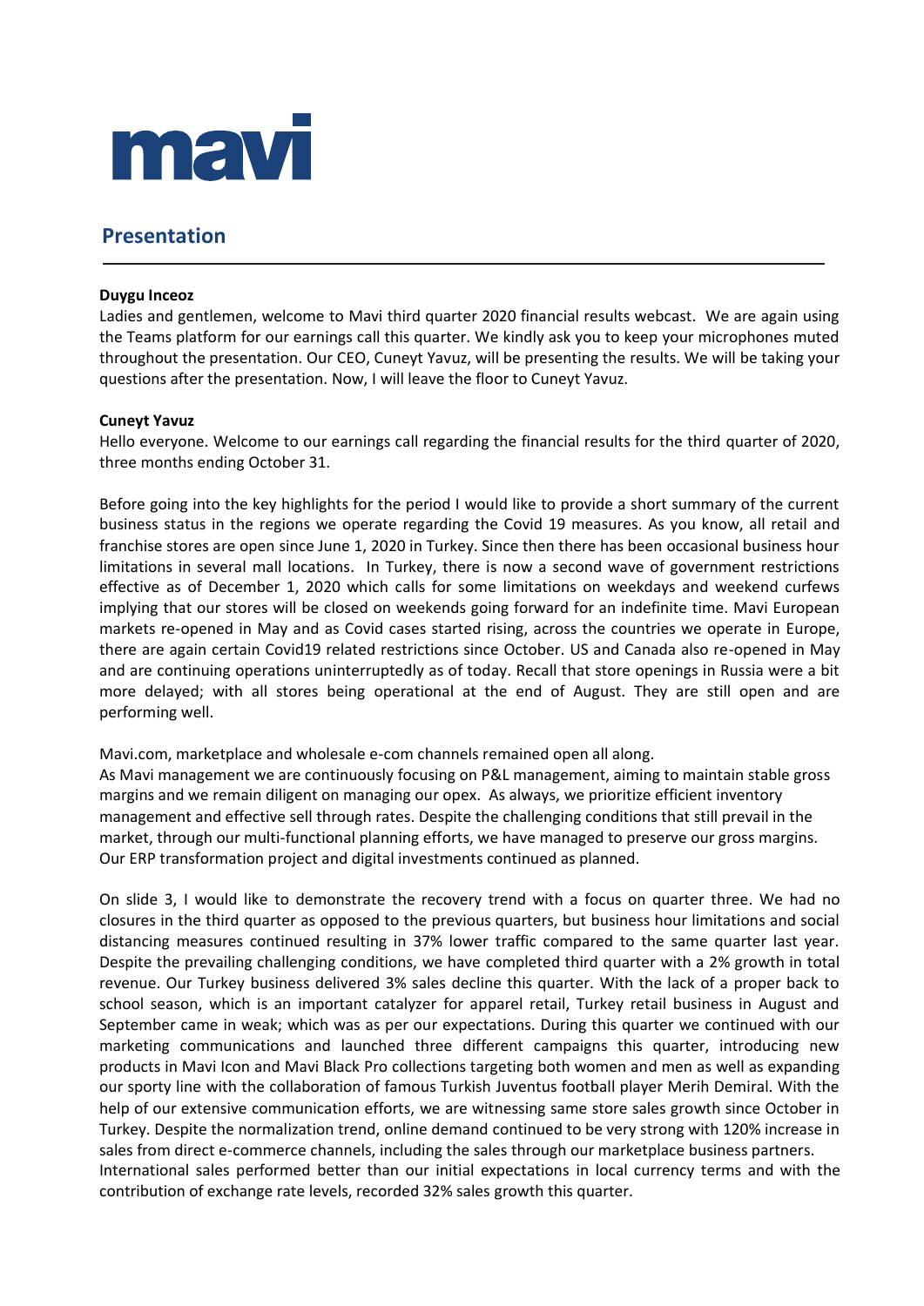## Presentation

**Duygu Inceoz**
Ladies and gentlemen, welcome to Mavi third quarter 2020 financial results webcast. We are again using the Teams platform for our earnings call this quarter. We kindly ask you to keep your microphones muted throughout the presentation. Our CEO, Cuneyt Yavuz, will be presenting the results. We will be taking your questions after the presentation. Now, I will leave the floor to Cuneyt Yavuz.

**Cuneyt Yavuz**
Hello everyone. Welcome to our earnings call regarding the financial results for the third quarter of 2020, three months ending October 31.

Before going into the key highlights for the period I would like to provide a short summary of the current business status in the regions we operate regarding the Covid 19 measures. As you know, all retail and franchise stores are open since June 1, 2020 in Turkey. Since then there has been occasional business hour limitations in several mall locations. In Turkey, there is now a second wave of government restrictions effective as of December 1, 2020 which calls for some limitations on weekdays and weekend curfews implying that our stores will be closed on weekends going forward for an indefinite time. Mavi European markets re-opened in May and as Covid cases started rising, across the countries we operate in Europe, there are again certain Covid19 related restrictions since October. US and Canada also re-opened in May and are continuing operations uninterruptedly as of today. Recall that store openings in Russia were a bit more delayed; with all stores being operational at the end of August. They are still open and are performing well.

Mavi.com, marketplace and wholesale e-com channels remained open all along.
As Mavi management we are continuously focusing on P&L management, aiming to maintain stable gross margins and we remain diligent on managing our opex. As always, we prioritize efficient inventory management and effective sell through rates. Despite the challenging conditions that still prevail in the market, through our multi-functional planning efforts, we have managed to preserve our gross margins. Our ERP transformation project and digital investments continued as planned.

On slide 3, I would like to demonstrate the recovery trend with a focus on quarter three. We had no closures in the third quarter as opposed to the previous quarters, but business hour limitations and social distancing measures continued resulting in 37% lower traffic compared to the same quarter last year. Despite the prevailing challenging conditions, we have completed third quarter with a 2% growth in total revenue. Our Turkey business delivered 3% sales decline this quarter. With the lack of a proper back to school season, which is an important catalyzer for apparel retail, Turkey retail business in August and September came in weak; which was as per our expectations. During this quarter we continued with our marketing communications and launched three different campaigns this quarter, introducing new products in Mavi Icon and Mavi Black Pro collections targeting both women and men as well as expanding our sporty line with the collaboration of famous Turkish Juventus football player Merih Demiral. With the help of our extensive communication efforts, we are witnessing same store sales growth since October in Turkey. Despite the normalization trend, online demand continued to be very strong with 120% increase in sales from direct e-commerce channels, including the sales through our marketplace business partners.
International sales performed better than our initial expectations in local currency terms and with the contribution of exchange rate levels, recorded 32% sales growth this quarter.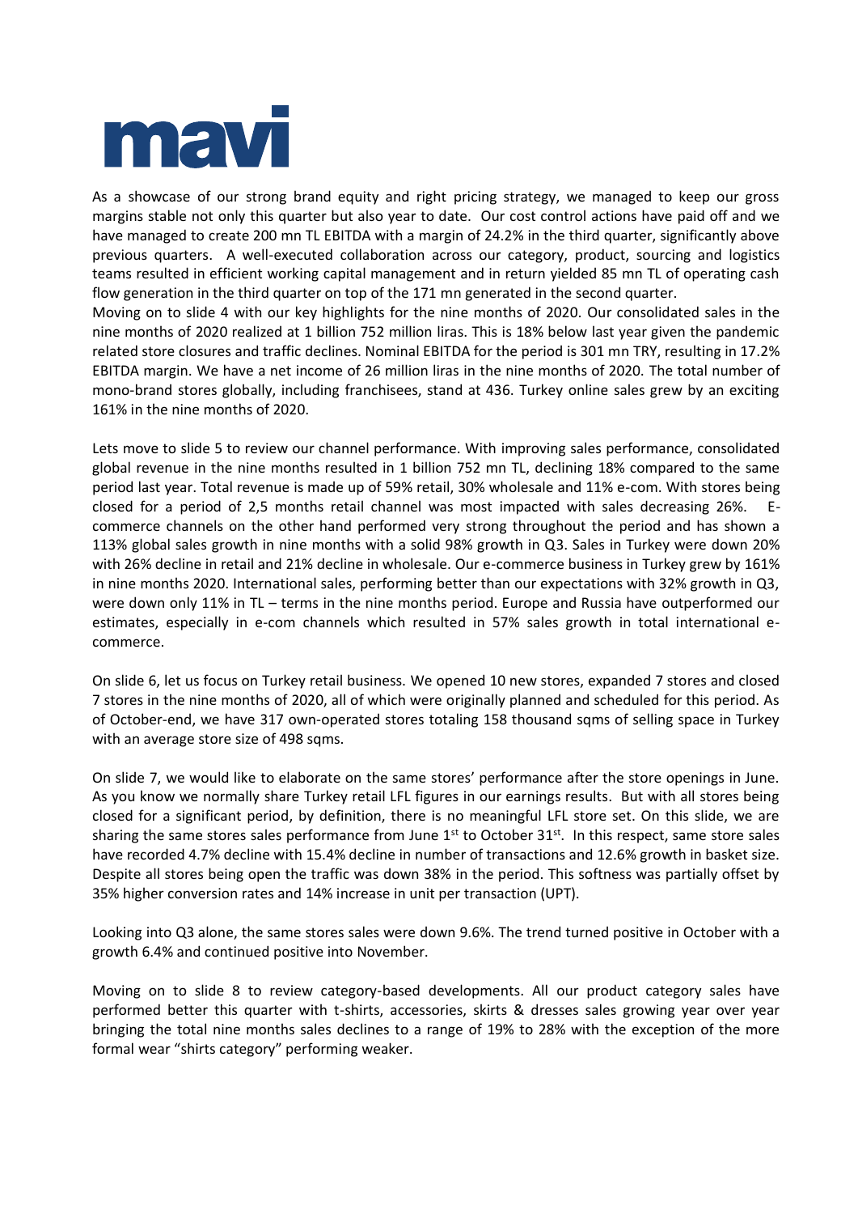As a showcase of our strong brand equity and right pricing strategy, we managed to keep our gross margins stable not only this quarter but also year to date. Our cost control actions have paid off and we have managed to create 200 mn TL EBITDA with a margin of 24.2% in the third quarter, significantly above previous quarters. A well-executed collaboration across our category, product, sourcing and logistics teams resulted in efficient working capital management and in return yielded 85 mn TL of operating cash flow generation in the third quarter on top of the 171 mn generated in the second quarter.

Moving on to slide 4 with our key highlights for the nine months of 2020. Our consolidated sales in the nine months of 2020 realized at 1 billion 752 million liras. This is 18% below last year given the pandemic related store closures and traffic declines. Nominal EBITDA for the period is 301 mn TRY, resulting in 17.2% EBITDA margin. We have a net income of 26 million liras in the nine months of 2020. The total number of mono-brand stores globally, including franchisees, stand at 436. Turkey online sales grew by an exciting 161% in the nine months of 2020.

Lets move to slide 5 to review our channel performance. With improving sales performance, consolidated global revenue in the nine months resulted in 1 billion 752 mn TL, declining 18% compared to the same period last year. Total revenue is made up of 59% retail, 30% wholesale and 11% e-com. With stores being closed for a period of 2,5 months retail channel was most impacted with sales decreasing 26%. E-commerce channels on the other hand performed very strong throughout the period and has shown a 113% global sales growth in nine months with a solid 98% growth in Q3. Sales in Turkey were down 20% with 26% decline in retail and 21% decline in wholesale. Our e-commerce business in Turkey grew by 161% in nine months 2020. International sales, performing better than our expectations with 32% growth in Q3, were down only 11% in TL – terms in the nine months period. Europe and Russia have outperformed our estimates, especially in e-com channels which resulted in 57% sales growth in total international e-commerce.

On slide 6, let us focus on Turkey retail business. We opened 10 new stores, expanded 7 stores and closed 7 stores in the nine months of 2020, all of which were originally planned and scheduled for this period. As of October-end, we have 317 own-operated stores totaling 158 thousand sqms of selling space in Turkey with an average store size of 498 sqms.

On slide 7, we would like to elaborate on the same stores' performance after the store openings in June. As you know we normally share Turkey retail LFL figures in our earnings results. But with all stores being closed for a significant period, by definition, there is no meaningful LFL store set. On this slide, we are sharing the same stores sales performance from June 1st to October 31st. In this respect, same store sales have recorded 4.7% decline with 15.4% decline in number of transactions and 12.6% growth in basket size. Despite all stores being open the traffic was down 38% in the period. This softness was partially offset by 35% higher conversion rates and 14% increase in unit per transaction (UPT).

Looking into Q3 alone, the same stores sales were down 9.6%. The trend turned positive in October with a growth 6.4% and continued positive into November.

Moving on to slide 8 to review category-based developments. All our product category sales have performed better this quarter with t-shirts, accessories, skirts & dresses sales growing year over year bringing the total nine months sales declines to a range of 19% to 28% with the exception of the more formal wear "shirts category" performing weaker.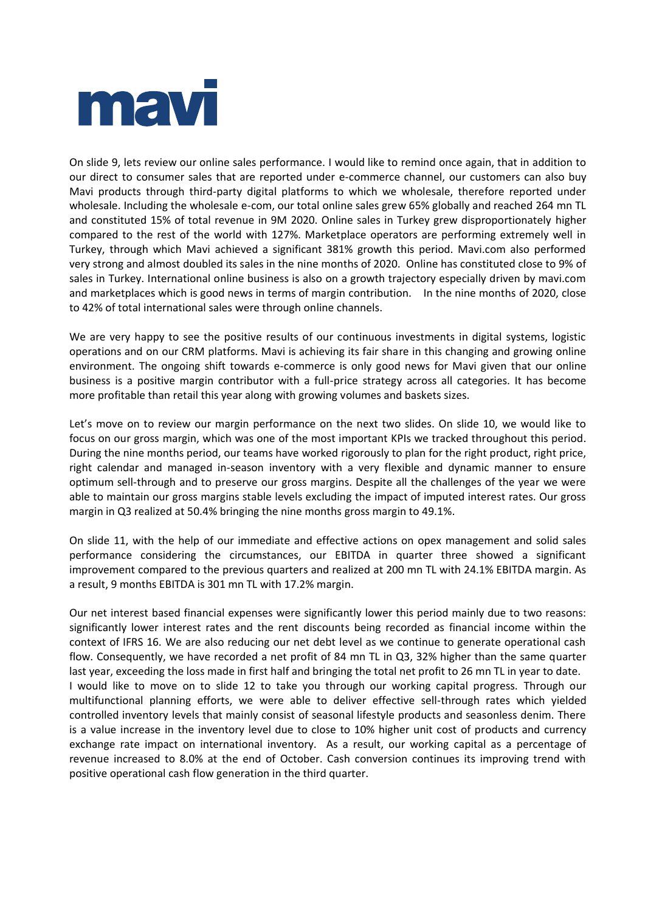On slide 9, lets review our online sales performance. I would like to remind once again, that in addition to our direct to consumer sales that are reported under e-commerce channel, our customers can also buy Mavi products through third-party digital platforms to which we wholesale, therefore reported under wholesale. Including the wholesale e-com, our total online sales grew 65% globally and reached 264 mn TL and constituted 15% of total revenue in 9M 2020. Online sales in Turkey grew disproportionately higher compared to the rest of the world with 127%. Marketplace operators are performing extremely well in Turkey, through which Mavi achieved a significant 381% growth this period. Mavi.com also performed very strong and almost doubled its sales in the nine months of 2020. Online has constituted close to 9% of sales in Turkey. International online business is also on a growth trajectory especially driven by mavi.com and marketplaces which is good news in terms of margin contribution. In the nine months of 2020, close to 42% of total international sales were through online channels.

We are very happy to see the positive results of our continuous investments in digital systems, logistic operations and on our CRM platforms. Mavi is achieving its fair share in this changing and growing online environment. The ongoing shift towards e-commerce is only good news for Mavi given that our online business is a positive margin contributor with a full-price strategy across all categories. It has become more profitable than retail this year along with growing volumes and baskets sizes.

Let's move on to review our margin performance on the next two slides. On slide 10, we would like to focus on our gross margin, which was one of the most important KPIs we tracked throughout this period. During the nine months period, our teams have worked rigorously to plan for the right product, right price, right calendar and managed in-season inventory with a very flexible and dynamic manner to ensure optimum sell-through and to preserve our gross margins. Despite all the challenges of the year we were able to maintain our gross margins stable levels excluding the impact of imputed interest rates. Our gross margin in Q3 realized at 50.4% bringing the nine months gross margin to 49.1%.

On slide 11, with the help of our immediate and effective actions on opex management and solid sales performance considering the circumstances, our EBITDA in quarter three showed a significant improvement compared to the previous quarters and realized at 200 mn TL with 24.1% EBITDA margin. As a result, 9 months EBITDA is 301 mn TL with 17.2% margin.

Our net interest based financial expenses were significantly lower this period mainly due to two reasons: significantly lower interest rates and the rent discounts being recorded as financial income within the context of IFRS 16. We are also reducing our net debt level as we continue to generate operational cash flow. Consequently, we have recorded a net profit of 84 mn TL in Q3, 32% higher than the same quarter last year, exceeding the loss made in first half and bringing the total net profit to 26 mn TL in year to date.

I would like to move on to slide 12 to take you through our working capital progress. Through our multifunctional planning efforts, we were able to deliver effective sell-through rates which yielded controlled inventory levels that mainly consist of seasonal lifestyle products and seasonless denim. There is a value increase in the inventory level due to close to 10% higher unit cost of products and currency exchange rate impact on international inventory. As a result, our working capital as a percentage of revenue increased to 8.0% at the end of October. Cash conversion continues its improving trend with positive operational cash flow generation in the third quarter.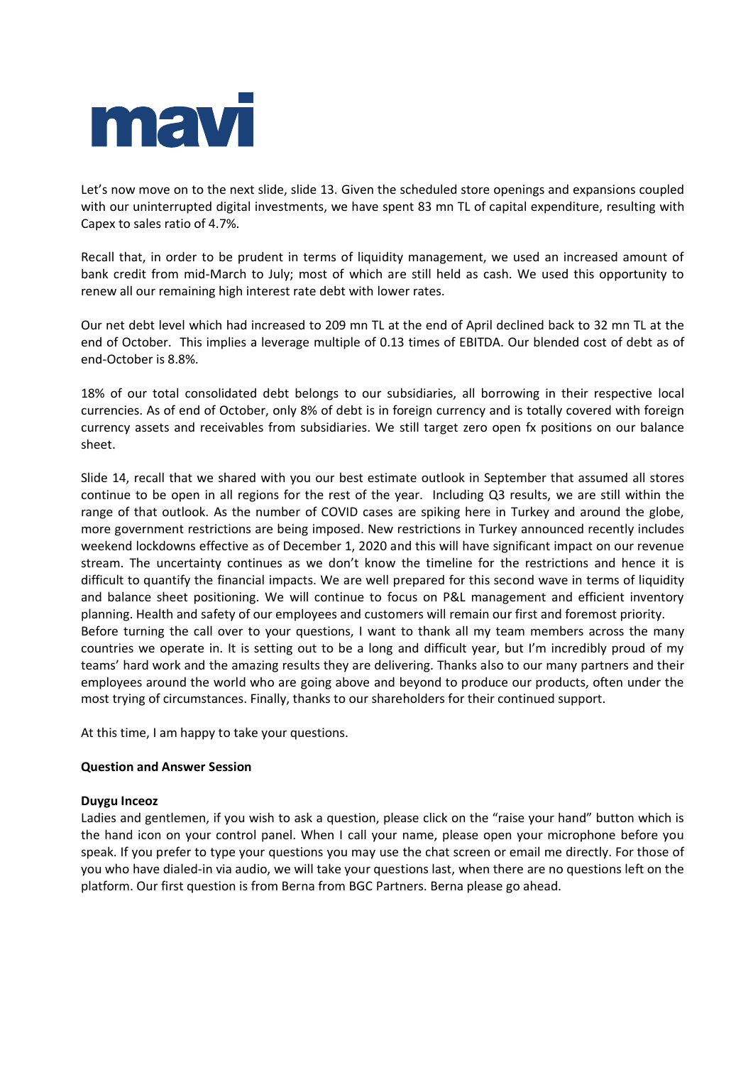Let's now move on to the next slide, slide 13. Given the scheduled store openings and expansions coupled with our uninterrupted digital investments, we have spent 83 mn TL of capital expenditure, resulting with Capex to sales ratio of 4.7%.

Recall that, in order to be prudent in terms of liquidity management, we used an increased amount of bank credit from mid-March to July; most of which are still held as cash. We used this opportunity to renew all our remaining high interest rate debt with lower rates.

Our net debt level which had increased to 209 mn TL at the end of April declined back to 32 mn TL at the end of October. This implies a leverage multiple of 0.13 times of EBITDA. Our blended cost of debt as of end-October is 8.8%.

18% of our total consolidated debt belongs to our subsidiaries, all borrowing in their respective local currencies. As of end of October, only 8% of debt is in foreign currency and is totally covered with foreign currency assets and receivables from subsidiaries. We still target zero open fx positions on our balance sheet.

Slide 14, recall that we shared with you our best estimate outlook in September that assumed all stores continue to be open in all regions for the rest of the year. Including Q3 results, we are still within the range of that outlook. As the number of COVID cases are spiking here in Turkey and around the globe, more government restrictions are being imposed. New restrictions in Turkey announced recently includes weekend lockdowns effective as of December 1, 2020 and this will have significant impact on our revenue stream. The uncertainty continues as we don't know the timeline for the restrictions and hence it is difficult to quantify the financial impacts. We are well prepared for this second wave in terms of liquidity and balance sheet positioning. We will continue to focus on P&L management and efficient inventory planning. Health and safety of our employees and customers will remain our first and foremost priority.
Before turning the call over to your questions, I want to thank all my team members across the many countries we operate in. It is setting out to be a long and difficult year, but I'm incredibly proud of my teams' hard work and the amazing results they are delivering. Thanks also to our many partners and their employees around the world who are going above and beyond to produce our products, often under the most trying of circumstances. Finally, thanks to our shareholders for their continued support.

At this time, I am happy to take your questions.

**Question and Answer Session**

**Duygu Inceoz**
Ladies and gentlemen, if you wish to ask a question, please click on the "raise your hand" button which is the hand icon on your control panel. When I call your name, please open your microphone before you speak. If you prefer to type your questions you may use the chat screen or email me directly. For those of you who have dialed-in via audio, we will take your questions last, when there are no questions left on the platform. Our first question is from Berna from BGC Partners. Berna please go ahead.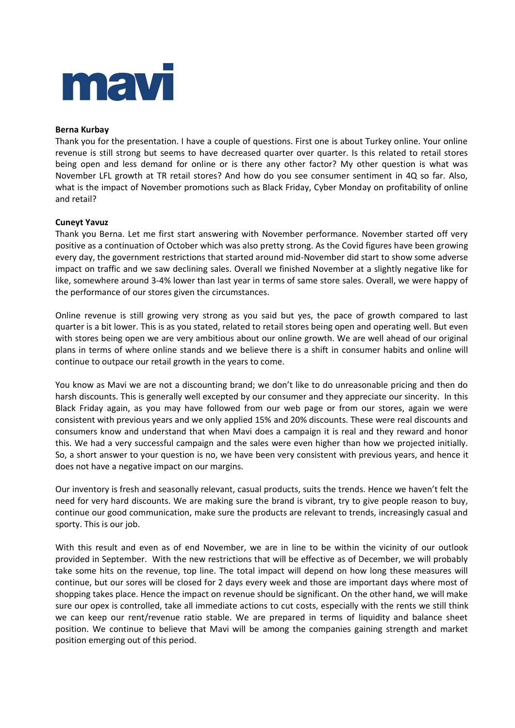**Berna Kurbay**

Thank you for the presentation. I have a couple of questions. First one is about Turkey online. Your online revenue is still strong but seems to have decreased quarter over quarter. Is this related to retail stores being open and less demand for online or is there any other factor? My other question is what was November LFL growth at TR retail stores? And how do you see consumer sentiment in 4Q so far. Also, what is the impact of November promotions such as Black Friday, Cyber Monday on profitability of online and retail?

**Cuneyt Yavuz**

Thank you Berna. Let me first start answering with November performance. November started off very positive as a continuation of October which was also pretty strong. As the Covid figures have been growing every day, the government restrictions that started around mid-November did start to show some adverse impact on traffic and we saw declining sales. Overall we finished November at a slightly negative like for like, somewhere around 3-4% lower than last year in terms of same store sales. Overall, we were happy of the performance of our stores given the circumstances.

Online revenue is still growing very strong as you said but yes, the pace of growth compared to last quarter is a bit lower. This is as you stated, related to retail stores being open and operating well. But even with stores being open we are very ambitious about our online growth. We are well ahead of our original plans in terms of where online stands and we believe there is a shift in consumer habits and online will continue to outpace our retail growth in the years to come.

You know as Mavi we are not a discounting brand; we don't like to do unreasonable pricing and then do harsh discounts. This is generally well excepted by our consumer and they appreciate our sincerity. In this Black Friday again, as you may have followed from our web page or from our stores, again we were consistent with previous years and we only applied 15% and 20% discounts. These were real discounts and consumers know and understand that when Mavi does a campaign it is real and they reward and honor this. We had a very successful campaign and the sales were even higher than how we projected initially. So, a short answer to your question is no, we have been very consistent with previous years, and hence it does not have a negative impact on our margins.

Our inventory is fresh and seasonally relevant, casual products, suits the trends. Hence we haven't felt the need for very hard discounts. We are making sure the brand is vibrant, try to give people reason to buy, continue our good communication, make sure the products are relevant to trends, increasingly casual and sporty. This is our job.

With this result and even as of end November, we are in line to be within the vicinity of our outlook provided in September. With the new restrictions that will be effective as of December, we will probably take some hits on the revenue, top line. The total impact will depend on how long these measures will continue, but our sores will be closed for 2 days every week and those are important days where most of shopping takes place. Hence the impact on revenue should be significant. On the other hand, we will make sure our opex is controlled, take all immediate actions to cut costs, especially with the rents we still think we can keep our rent/revenue ratio stable. We are prepared in terms of liquidity and balance sheet position. We continue to believe that Mavi will be among the companies gaining strength and market position emerging out of this period.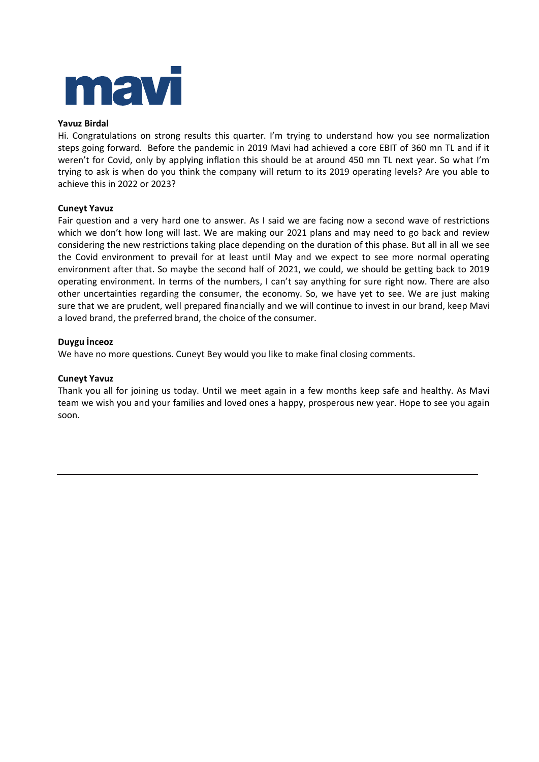**Yavuz Birdal**

Hi. Congratulations on strong results this quarter. I'm trying to understand how you see normalization steps going forward. Before the pandemic in 2019 Mavi had achieved a core EBIT of 360 mn TL and if it weren't for Covid, only by applying inflation this should be at around 450 mn TL next year. So what I'm trying to ask is when do you think the company will return to its 2019 operating levels? Are you able to achieve this in 2022 or 2023?

**Cuneyt Yavuz**

Fair question and a very hard one to answer. As I said we are facing now a second wave of restrictions which we don't how long will last. We are making our 2021 plans and may need to go back and review considering the new restrictions taking place depending on the duration of this phase. But all in all we see the Covid environment to prevail for at least until May and we expect to see more normal operating environment after that. So maybe the second half of 2021, we could, we should be getting back to 2019 operating environment. In terms of the numbers, I can't say anything for sure right now. There are also other uncertainties regarding the consumer, the economy. So, we have yet to see. We are just making sure that we are prudent, well prepared financially and we will continue to invest in our brand, keep Mavi a loved brand, the preferred brand, the choice of the consumer.

**Duygu İnceoz**

We have no more questions. Cuneyt Bey would you like to make final closing comments.

**Cuneyt Yavuz**

Thank you all for joining us today. Until we meet again in a few months keep safe and healthy. As Mavi team we wish you and your families and loved ones a happy, prosperous new year. Hope to see you again soon.